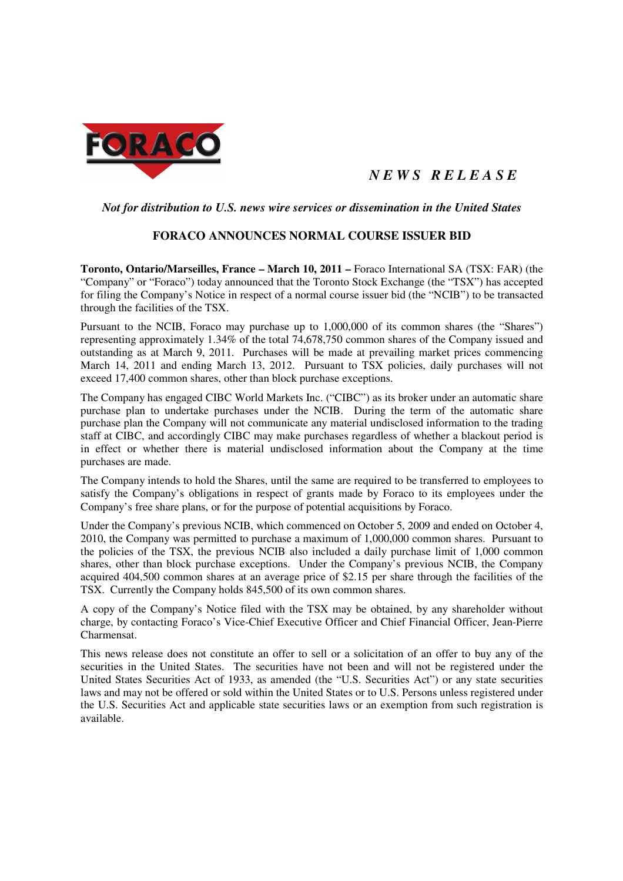FORACO

*NEWS RELEASE*

*Not for distribution to U.S. news wire services or dissemination in the United States*

# FORACO ANNOUNCES NORMAL COURSE ISSUER BID

**Toronto, Ontario/Marseilles, France – March 10, 2011 –** Foraco International SA (TSX: FAR) (the "Company" or "Foraco") today announced that the Toronto Stock Exchange (the "TSX") has accepted for filing the Company's Notice in respect of a normal course issuer bid (the "NCIB") to be transacted through the facilities of the TSX.

Pursuant to the NCIB, Foraco may purchase up to 1,000,000 of its common shares (the "Shares") representing approximately 1.34% of the total 74,678,750 common shares of the Company issued and outstanding as at March 9, 2011. Purchases will be made at prevailing market prices commencing March 14, 2011 and ending March 13, 2012. Pursuant to TSX policies, daily purchases will not exceed 17,400 common shares, other than block purchase exceptions.

The Company has engaged CIBC World Markets Inc. ("CIBC") as its broker under an automatic share purchase plan to undertake purchases under the NCIB. During the term of the automatic share purchase plan the Company will not communicate any material undisclosed information to the trading staff at CIBC, and accordingly CIBC may make purchases regardless of whether a blackout period is in effect or whether there is material undisclosed information about the Company at the time purchases are made.

The Company intends to hold the Shares, until the same are required to be transferred to employees to satisfy the Company's obligations in respect of grants made by Foraco to its employees under the Company's free share plans, or for the purpose of potential acquisitions by Foraco.

Under the Company's previous NCIB, which commenced on October 5, 2009 and ended on October 4, 2010, the Company was permitted to purchase a maximum of 1,000,000 common shares. Pursuant to the policies of the TSX, the previous NCIB also included a daily purchase limit of 1,000 common shares, other than block purchase exceptions. Under the Company's previous NCIB, the Company acquired 404,500 common shares at an average price of $2.15 per share through the facilities of the TSX. Currently the Company holds 845,500 of its own common shares.

A copy of the Company's Notice filed with the TSX may be obtained, by any shareholder without charge, by contacting Foraco's Vice-Chief Executive Officer and Chief Financial Officer, Jean-Pierre Charmensat.

This news release does not constitute an offer to sell or a solicitation of an offer to buy any of the securities in the United States. The securities have not been and will not be registered under the United States Securities Act of 1933, as amended (the "U.S. Securities Act") or any state securities laws and may not be offered or sold within the United States or to U.S. Persons unless registered under the U.S. Securities Act and applicable state securities laws or an exemption from such registration is available.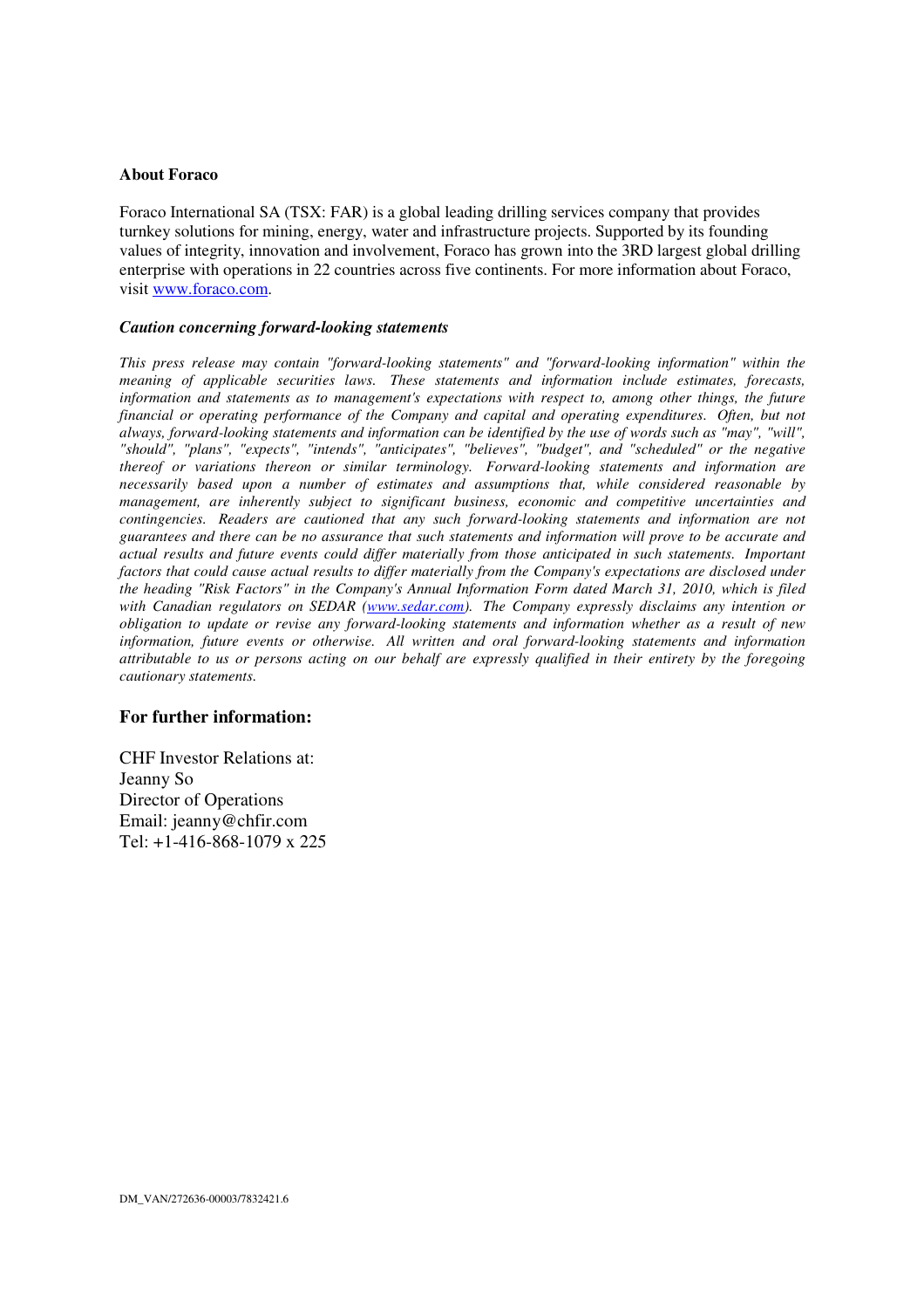**About Foraco**

Foraco International SA (TSX: FAR) is a global leading drilling services company that provides turnkey solutions for mining, energy, water and infrastructure projects. Supported by its founding values of integrity, innovation and involvement, Foraco has grown into the 3RD largest global drilling enterprise with operations in 22 countries across five continents. For more information about Foraco, visit [www.foraco.com](http://www.foraco.com).

***Caution concerning forward-looking statements***

*This press release may contain "forward-looking statements" and "forward-looking information" within the meaning of applicable securities laws. These statements and information include estimates, forecasts, information and statements as to management's expectations with respect to, among other things, the future financial or operating performance of the Company and capital and operating expenditures. Often, but not always, forward-looking statements and information can be identified by the use of words such as "may", "will", "should", "plans", "expects", "intends", "anticipates", "believes", "budget", and "scheduled" or the negative thereof or variations thereon or similar terminology. Forward-looking statements and information are necessarily based upon a number of estimates and assumptions that, while considered reasonable by management, are inherently subject to significant business, economic and competitive uncertainties and contingencies. Readers are cautioned that any such forward-looking statements and information are not guarantees and there can be no assurance that such statements and information will prove to be accurate and actual results and future events could differ materially from those anticipated in such statements. Important factors that could cause actual results to differ materially from the Company's expectations are disclosed under the heading "Risk Factors" in the Company's Annual Information Form dated March 31, 2010, which is filed with Canadian regulators on SEDAR ([www.sedar.com](http://www.sedar.com)). The Company expressly disclaims any intention or obligation to update or revise any forward-looking statements and information whether as a result of new information, future events or otherwise. All written and oral forward-looking statements and information attributable to us or persons acting on our behalf are expressly qualified in their entirety by the foregoing cautionary statements.*

### For further information:

CHF Investor Relations at:
Jeanny So
Director of Operations
Email: jeanny@chfir.com
Tel: +1-416-868-1079 x 225

DM_VAN/272636-00003/7832421.6